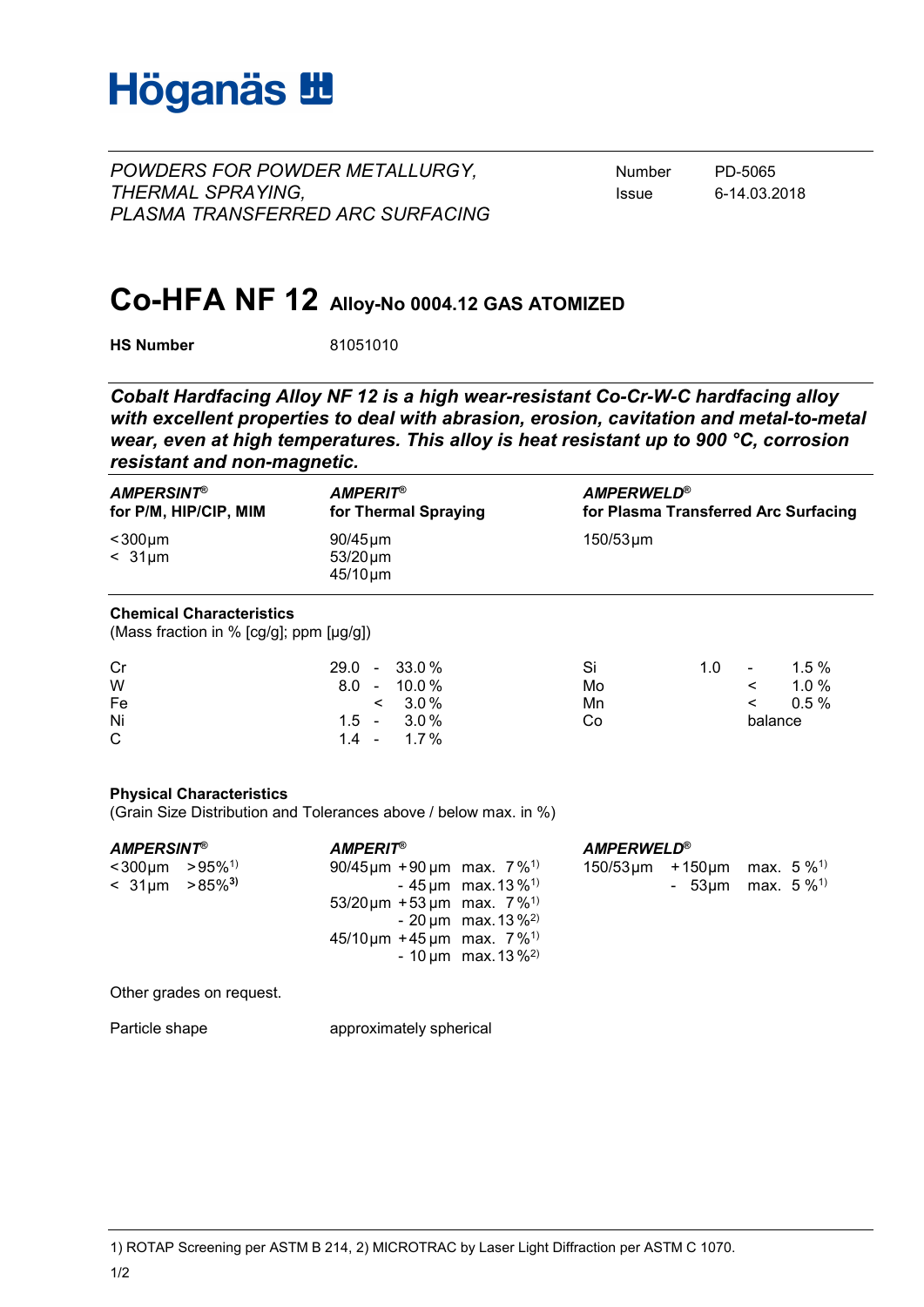# Höganäs

*POWDERS FOR POWDER METALLURGY,*
*THERMAL SPRAYING,*
*PLASMA TRANSFERRED ARC SURFACING*

Number PD-5065
Issue 6-14.03.2018

# Co-HFA NF 12 Alloy-No 0004.12 GAS ATOMIZED

**HS Number** 81051010

***Cobalt Hardfacing Alloy NF 12 is a high wear-resistant Co-Cr-W-C hardfacing alloy with excellent properties to deal with abrasion, erosion, cavitation and metal-to-metal wear, even at high temperatures. This alloy is heat resistant up to 900 °C, corrosion resistant and non-magnetic.***

| ***AMPERSINT®*** **for P/M, HIP/CIP, MIM** | ***AMPERIT®*** **for Thermal Spraying** | ***AMPERWELD®*** **for Plasma Transferred Arc Surfacing** |
|---|---|---|
| <300µm | 90/45µm | 150/53µm |
| < 31µm | 53/20µm | |
| | 45/10µm | |

**Chemical Characteristics**
(Mass fraction in % [cg/g]; ppm [µg/g])

| Element | Content | Element | Content |
|---|---|---|---|
| Cr | 29.0 - 33.0 % | Si | 1.0 - 1.5 % |
| W | 8.0 - 10.0 % | Mo | < 1.0 % |
| Fe | < 3.0 % | Mn | < 0.5 % |
| Ni | 1.5 - 3.0 % | Co | balance |
| C | 1.4 - 1.7 % | | |

**Physical Characteristics**
(Grain Size Distribution and Tolerances above / below max. in %)

***AMPERSINT®***

| Grade | Value |
|---|---|
| <300µm | >95%[1)] |
| < 31µm | >85%[3)] |

***AMPERIT®***

| Grade | Fraction | Tolerance |
|---|---|---|
| 90/45µm | +90 µm | max. 7 %[1)] |
| | - 45 µm | max. 13 %[1)] |
| 53/20µm | +53 µm | max. 7 %[1)] |
| | - 20 µm | max. 13 %[2)] |
| 45/10µm | +45 µm | max. 7 %[1)] |
| | - 10 µm | max. 13 %[2)] |

***AMPERWELD®***

| Grade | Fraction | Tolerance |
|---|---|---|
| 150/53µm | +150µm | max. 5 %[1)] |
| | - 53µm | max. 5 %[1)] |

Other grades on request.

Particle shape approximately spherical

1) ROTAP Screening per ASTM B 214, 2) MICROTRAC by Laser Light Diffraction per ASTM C 1070.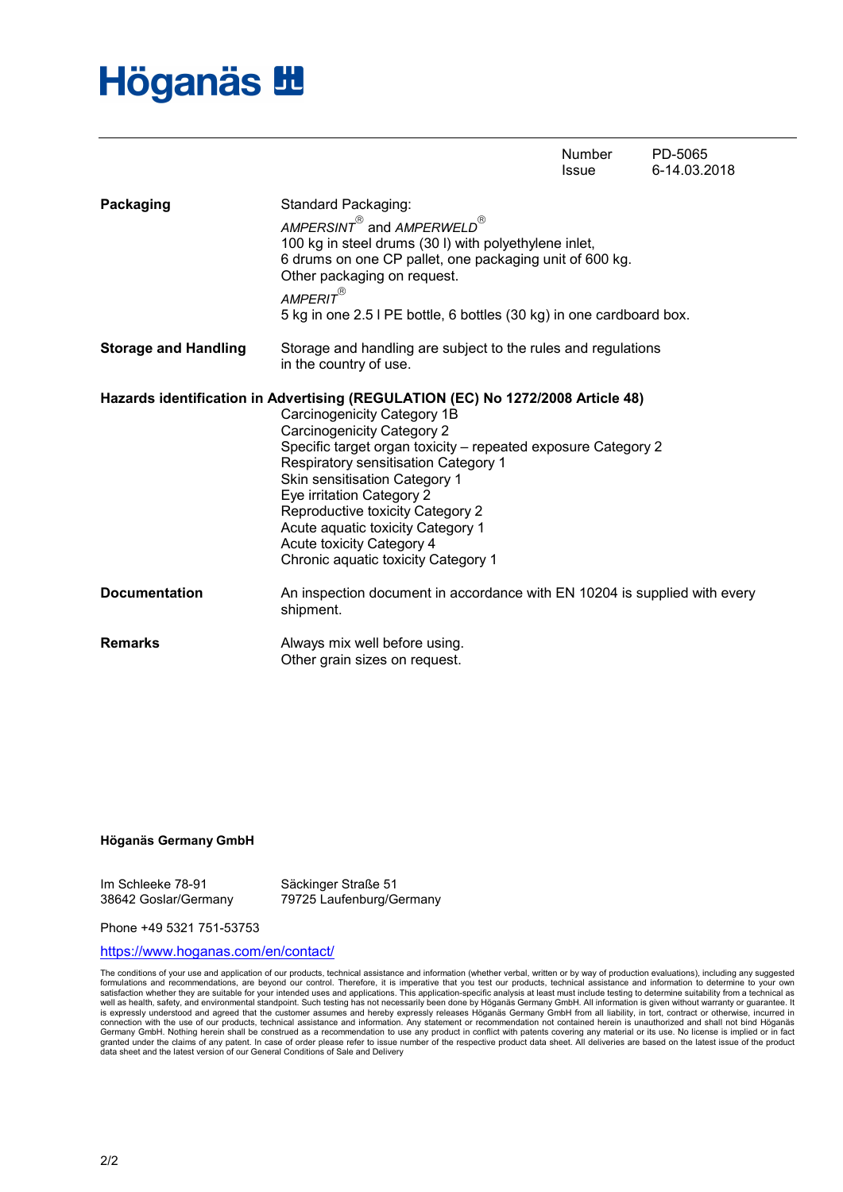# Höganäs

| | |
|---|---|
| Number | PD-5065 |
| Issue | 6-14.03.2018 |

**Packaging**

Standard Packaging:

*AMPERSINT*® and *AMPERWELD*®
100 kg in steel drums (30 l) with polyethylene inlet,
6 drums on one CP pallet, one packaging unit of 600 kg.
Other packaging on request.

*AMPERIT*®
5 kg in one 2.5 l PE bottle, 6 bottles (30 kg) in one cardboard box.

**Storage and Handling**

Storage and handling are subject to the rules and regulations in the country of use.

**Hazards identification in Advertising (REGULATION (EC) No 1272/2008 Article 48)**

Carcinogenicity Category 1B
Carcinogenicity Category 2
Specific target organ toxicity – repeated exposure Category 2
Respiratory sensitisation Category 1
Skin sensitisation Category 1
Eye irritation Category 2
Reproductive toxicity Category 2
Acute aquatic toxicity Category 1
Acute toxicity Category 4
Chronic aquatic toxicity Category 1

**Documentation**

An inspection document in accordance with EN 10204 is supplied with every shipment.

**Remarks**

Always mix well before using.
Other grain sizes on request.

**Höganäs Germany GmbH**

Im Schleeke 78-91
38642 Goslar/Germany

Säckinger Straße 51
79725 Laufenburg/Germany

Phone +49 5321 751-53753

https://www.hoganas.com/en/contact/

The conditions of your use and application of our products, technical assistance and information (whether verbal, written or by way of production evaluations), including any suggested formulations and recommendations, are beyond our control. Therefore, it is imperative that you test our products, technical assistance and information to determine to your own satisfaction whether they are suitable for your intended uses and applications. This application-specific analysis at least must include testing to determine suitability from a technical as well as health, safety, and environmental standpoint. Such testing has not necessarily been done by Höganäs Germany GmbH. All information is given without warranty or guarantee. It is expressly understood and agreed that the customer assumes and hereby expressly releases Höganäs Germany GmbH from all liability, in tort, contract or otherwise, incurred in connection with the use of our products, technical assistance and information. Any statement or recommendation not contained herein is unauthorized and shall not bind Höganäs Germany GmbH. Nothing herein shall be construed as a recommendation to use any product in conflict with patents covering any material or its use. No license is implied or in fact granted under the claims of any patent. In case of order please refer to issue number of the respective product data sheet. All deliveries are based on the latest issue of the product data sheet and the latest version of our General Conditions of Sale and Delivery